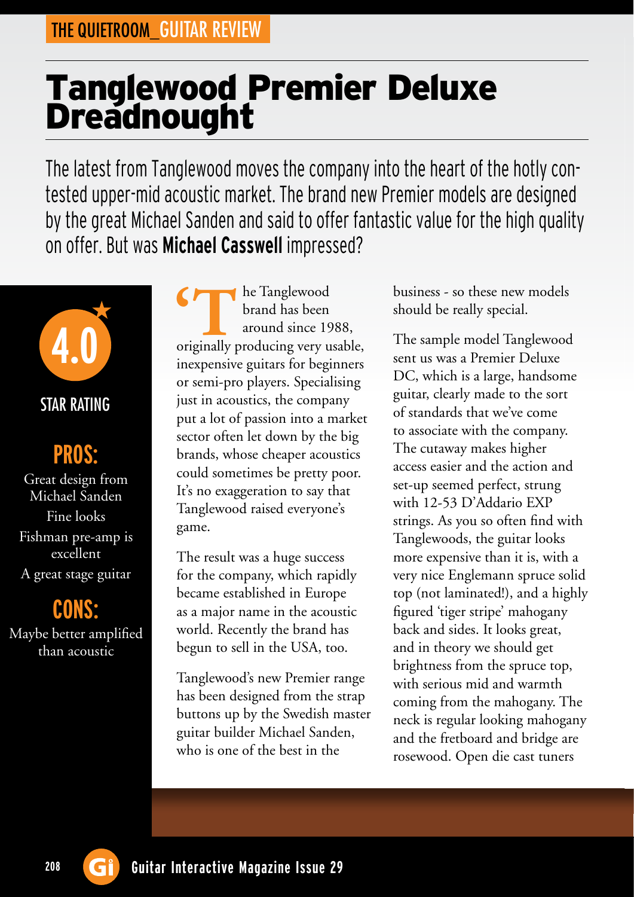THE QUIETROOM_GUITAR REVIEW

# Tanglewood Premier Deluxe Dreadnought

The latest from Tanglewood moves the company into the heart of the hotly contested upper-mid acoustic market. The brand new Premier models are designed by the great Michael Sanden and said to offer fantastic value for the high quality on offer. But was **Michael Casswell** impressed?

**4.0**

STAR RATING

## PROS:

Great design from Michael Sanden

Fine looks

Fishman pre-amp is excellent

A great stage guitar

## CONS:

Maybe better amplified than acoustic

'The Tanglewood brand has been around since 1988, originally producing very usable, inexpensive guitars for beginners or semi-pro players. Specialising just in acoustics, the company put a lot of passion into a market sector often let down by the big brands, whose cheaper acoustics could sometimes be pretty poor. It's no exaggeration to say that Tanglewood raised everyone's game.

The result was a huge success for the company, which rapidly became established in Europe as a major name in the acoustic world. Recently the brand has begun to sell in the USA, too.

Tanglewood's new Premier range has been designed from the strap buttons up by the Swedish master guitar builder Michael Sanden, who is one of the best in the business - so these new models should be really special.

The sample model Tanglewood sent us was a Premier Deluxe DC, which is a large, handsome guitar, clearly made to the sort of standards that we've come to associate with the company. The cutaway makes higher access easier and the action and set-up seemed perfect, strung with 12-53 D'Addario EXP strings. As you so often find with Tanglewoods, the guitar looks more expensive than it is, with a very nice Englemann spruce solid top (not laminated!), and a highly figured 'tiger stripe' mahogany back and sides. It looks great, and in theory we should get brightness from the spruce top, with serious mid and warmth coming from the mahogany. The neck is regular looking mahogany and the fretboard and bridge are rosewood. Open die cast tuners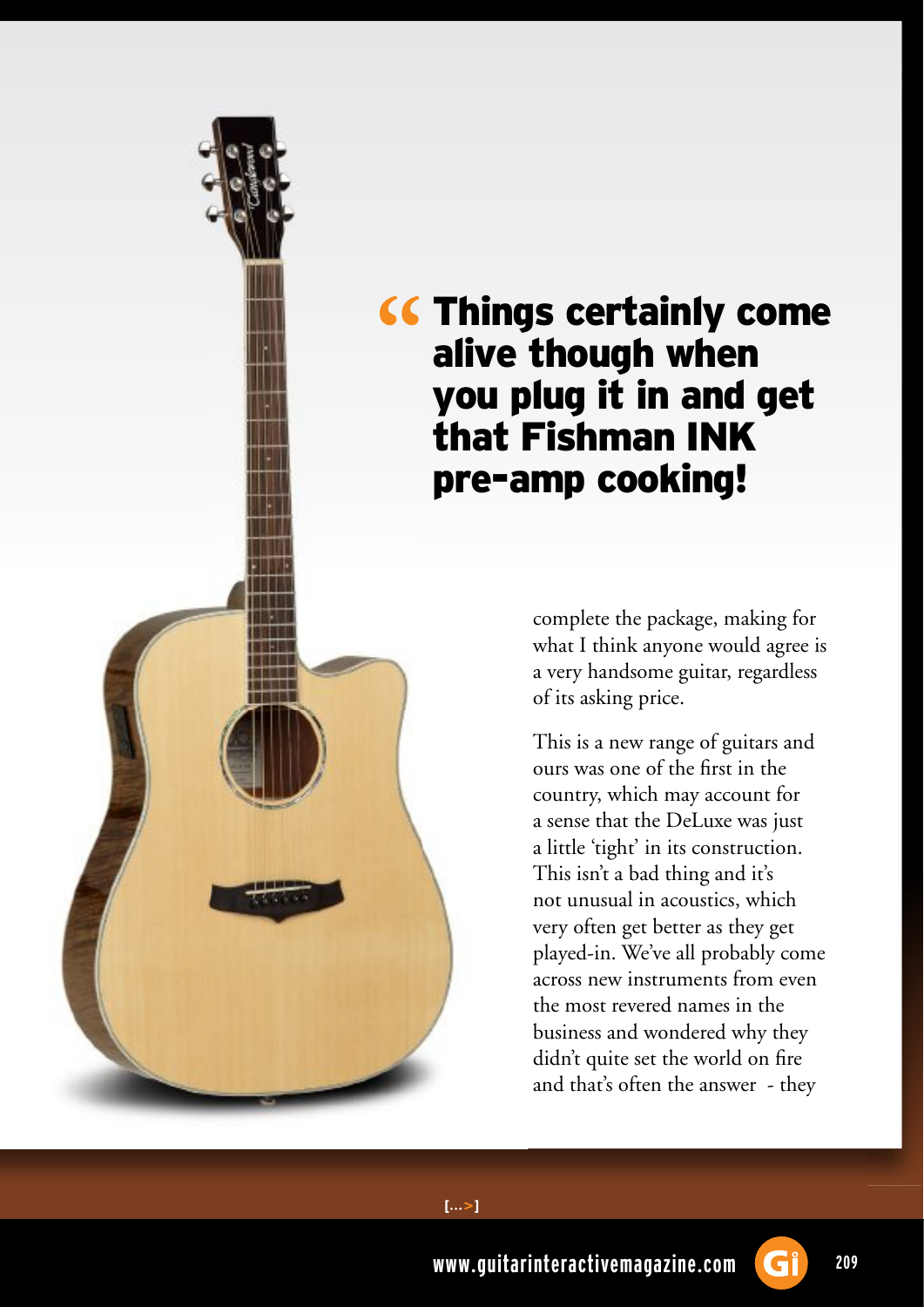> “ Things certainly come alive though when you plug it in and get that Fishman INK pre-amp cooking!

complete the package, making for what I think anyone would agree is a very handsome guitar, regardless of its asking price.

This is a new range of guitars and ours was one of the first in the country, which may account for a sense that the DeLuxe was just a little ‘tight’ in its construction. This isn’t a bad thing and it’s not unusual in acoustics, which very often get better as they get played-in. We’ve all probably come across new instruments from even the most revered names in the business and wondered why they didn’t quite set the world on fire and that’s often the answer - they

[...>]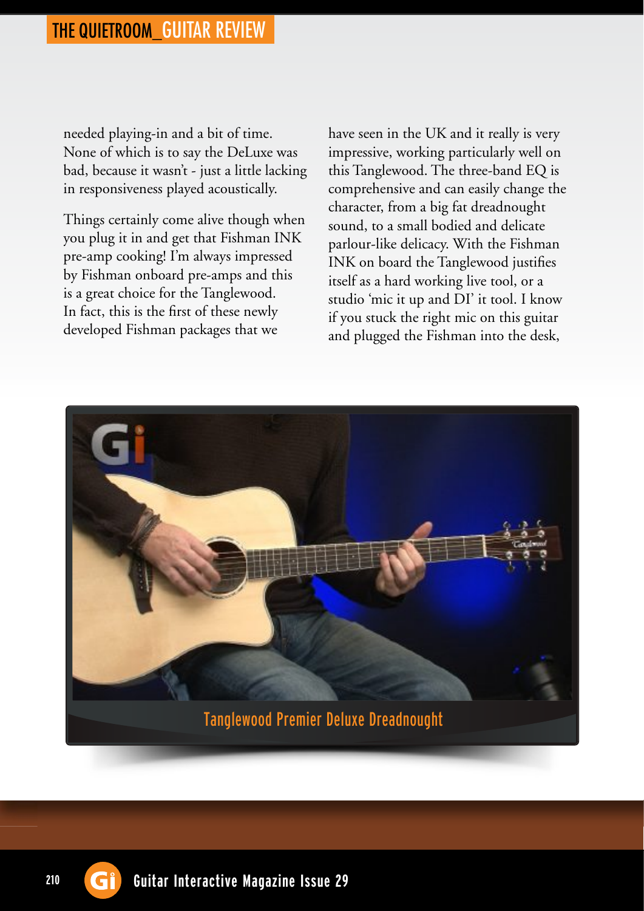needed playing-in and a bit of time. None of which is to say the DeLuxe was bad, because it wasn't - just a little lacking in responsiveness played acoustically.

Things certainly come alive though when you plug it in and get that Fishman INK pre-amp cooking! I'm always impressed by Fishman onboard pre-amps and this is a great choice for the Tanglewood. In fact, this is the first of these newly developed Fishman packages that we have seen in the UK and it really is very impressive, working particularly well on this Tanglewood. The three-band EQ is comprehensive and can easily change the character, from a big fat dreadnought sound, to a small bodied and delicate parlour-like delicacy. With the Fishman INK on board the Tanglewood justifies itself as a hard working live tool, or a studio 'mic it up and DI' it tool. I know if you stuck the right mic on this guitar and plugged the Fishman into the desk,

Tanglewood Premier Deluxe Dreadnought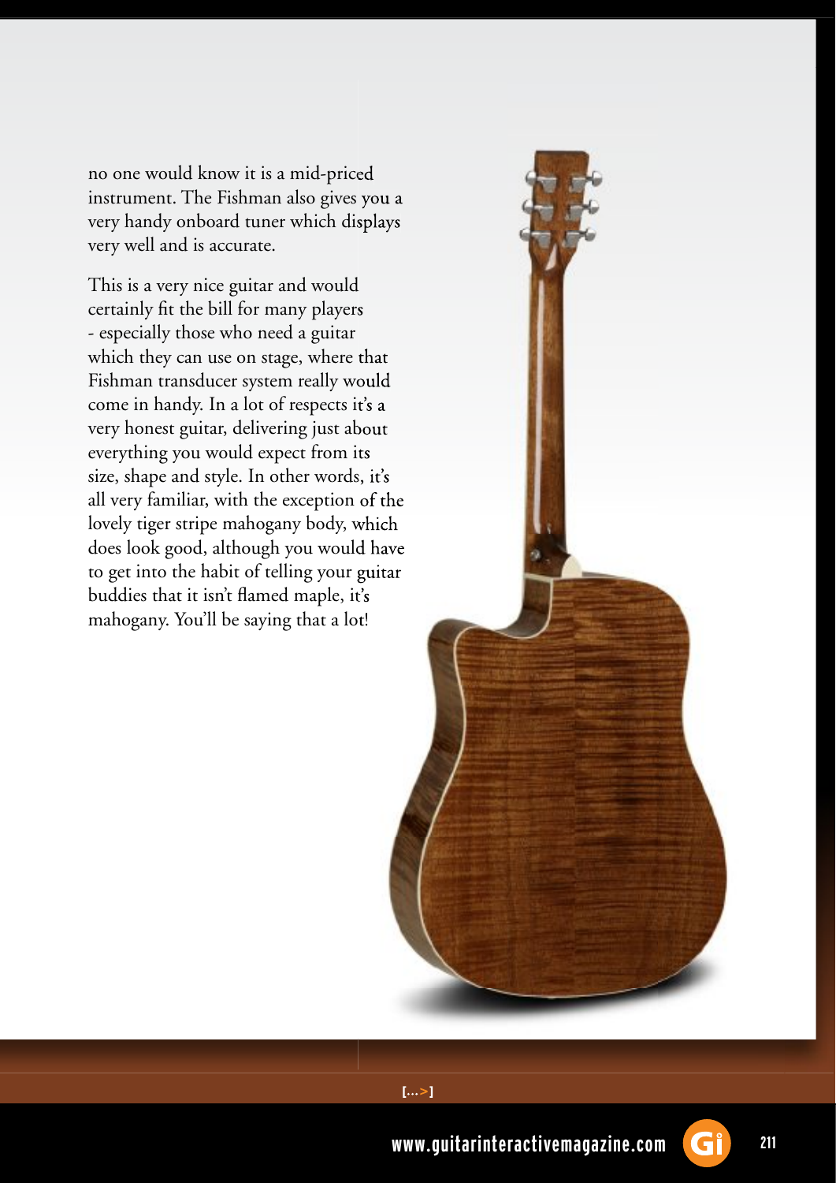no one would know it is a mid-priced instrument. The Fishman also gives you a very handy onboard tuner which displays very well and is accurate.

This is a very nice guitar and would certainly fit the bill for many players - especially those who need a guitar which they can use on stage, where that Fishman transducer system really would come in handy. In a lot of respects it's a very honest guitar, delivering just about everything you would expect from its size, shape and style. In other words, it's all very familiar, with the exception of the lovely tiger stripe mahogany body, which does look good, although you would have to get into the habit of telling your guitar buddies that it isn't flamed maple, it's mahogany. You'll be saying that a lot!

[...>]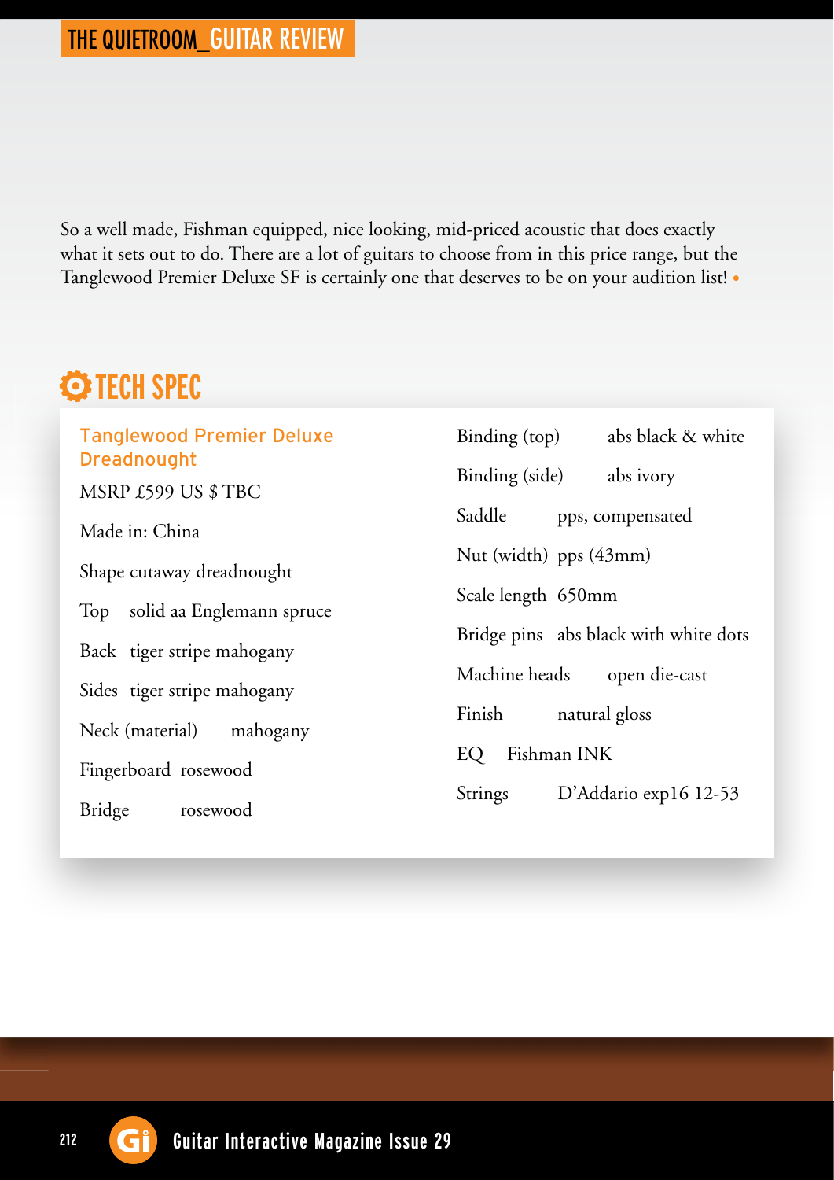So a well made, Fishman equipped, nice looking, mid-priced acoustic that does exactly what it sets out to do. There are a lot of guitars to choose from in this price range, but the Tanglewood Premier Deluxe SF is certainly one that deserves to be on your audition list! •

## TECH SPEC

**Tanglewood Premier Deluxe Dreadnought**

MSRP £599 US $ TBC

Made in: China

| | |
|---|---|
| Shape | cutaway dreadnought |
| Top | solid aa Englemann spruce |
| Back | tiger stripe mahogany |
| Sides | tiger stripe mahogany |
| Neck (material) | mahogany |
| Fingerboard | rosewood |
| Bridge | rosewood |
| Binding (top) | abs black & white |
| Binding (side) | abs ivory |
| Saddle | pps, compensated |
| Nut (width) | pps (43mm) |
| Scale length | 650mm |
| Bridge pins | abs black with white dots |
| Machine heads | open die-cast |
| Finish | natural gloss |
| EQ | Fishman INK |
| Strings | D'Addario exp16 12-53 |